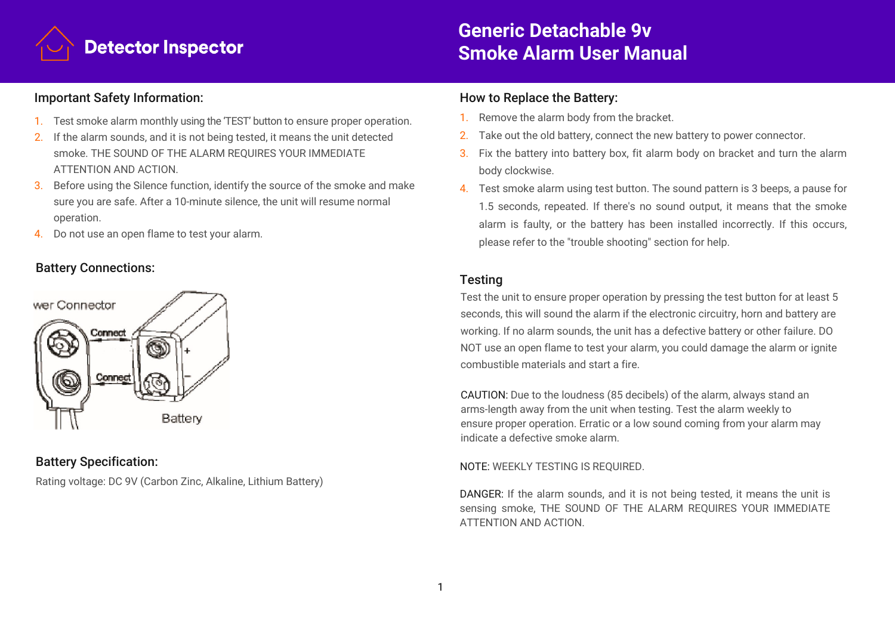# Detector Inspector

# Generic Detachable 9v Smoke Alarm User Manual

## Important Safety Information:

1. Test smoke alarm monthly using the 'TEST' button to ensure proper operation.
2. If the alarm sounds, and it is not being tested, it means the unit detected smoke. THE SOUND OF THE ALARM REQUIRES YOUR IMMEDIATE ATTENTION AND ACTION.
3. Before using the Silence function, identify the source of the smoke and make sure you are safe. After a 10-minute silence, the unit will resume normal operation.
4. Do not use an open flame to test your alarm.

## Battery Connections:

wer Connector

Connect

Connect

\+

\-

Battery

## Battery Specification:

Rating voltage: DC 9V (Carbon Zinc, Alkaline, Lithium Battery)

## How to Replace the Battery:

1. Remove the alarm body from the bracket.
2. Take out the old battery, connect the new battery to power connector.
3. Fix the battery into battery box, fit alarm body on bracket and turn the alarm body clockwise.
4. Test smoke alarm using test button. The sound pattern is 3 beeps, a pause for 1.5 seconds, repeated. If there's no sound output, it means that the smoke alarm is faulty, or the battery has been installed incorrectly. If this occurs, please refer to the "trouble shooting" section for help.

## Testing

Test the unit to ensure proper operation by pressing the test button for at least 5 seconds, this will sound the alarm if the electronic circuitry, horn and battery are working. If no alarm sounds, the unit has a defective battery or other failure. DO NOT use an open flame to test your alarm, you could damage the alarm or ignite combustible materials and start a fire.

CAUTION: Due to the loudness (85 decibels) of the alarm, always stand an arms-length away from the unit when testing. Test the alarm weekly to ensure proper operation. Erratic or a low sound coming from your alarm may indicate a defective smoke alarm.

NOTE: WEEKLY TESTING IS REQUIRED.

DANGER: If the alarm sounds, and it is not being tested, it means the unit is sensing smoke, THE SOUND OF THE ALARM REQUIRES YOUR IMMEDIATE ATTENTION AND ACTION.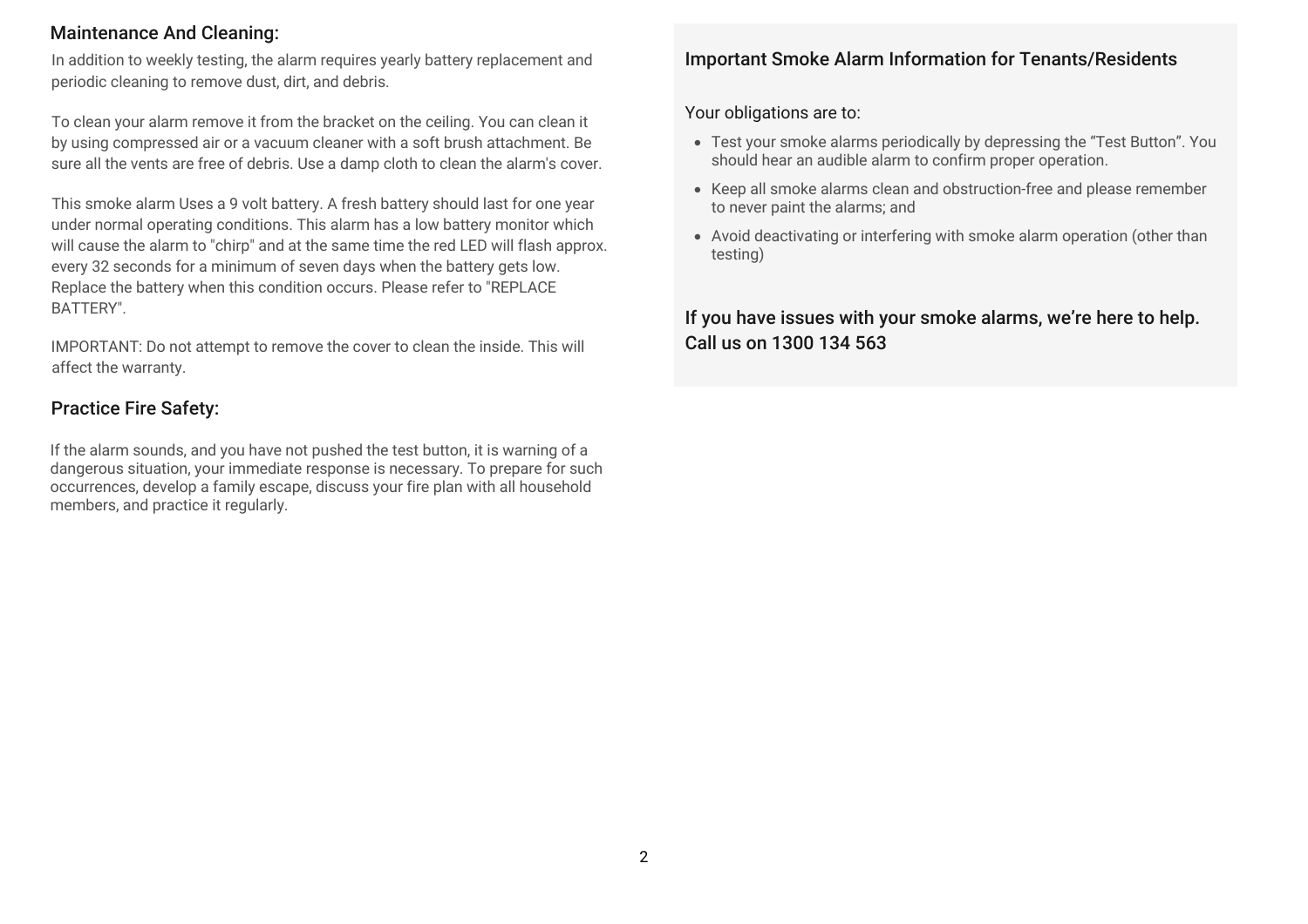## Maintenance And Cleaning:

In addition to weekly testing, the alarm requires yearly battery replacement and periodic cleaning to remove dust, dirt, and debris.

To clean your alarm remove it from the bracket on the ceiling. You can clean it by using compressed air or a vacuum cleaner with a soft brush attachment. Be sure all the vents are free of debris. Use a damp cloth to clean the alarm's cover.

This smoke alarm Uses a 9 volt battery. A fresh battery should last for one year under normal operating conditions. This alarm has a low battery monitor which will cause the alarm to "chirp" and at the same time the red LED will flash approx. every 32 seconds for a minimum of seven days when the battery gets low. Replace the battery when this condition occurs. Please refer to "REPLACE BATTERY".

IMPORTANT: Do not attempt to remove the cover to clean the inside. This will affect the warranty.

## Practice Fire Safety:

If the alarm sounds, and you have not pushed the test button, it is warning of a dangerous situation, your immediate response is necessary. To prepare for such occurrences, develop a family escape, discuss your fire plan with all household members, and practice it regularly.

## Important Smoke Alarm Information for Tenants/Residents

Your obligations are to:

- Test your smoke alarms periodically by depressing the “Test Button”. You should hear an audible alarm to confirm proper operation.
- Keep all smoke alarms clean and obstruction-free and please remember to never paint the alarms; and
- Avoid deactivating or interfering with smoke alarm operation (other than testing)

**If you have issues with your smoke alarms, we’re here to help. Call us on 1300 134 563**